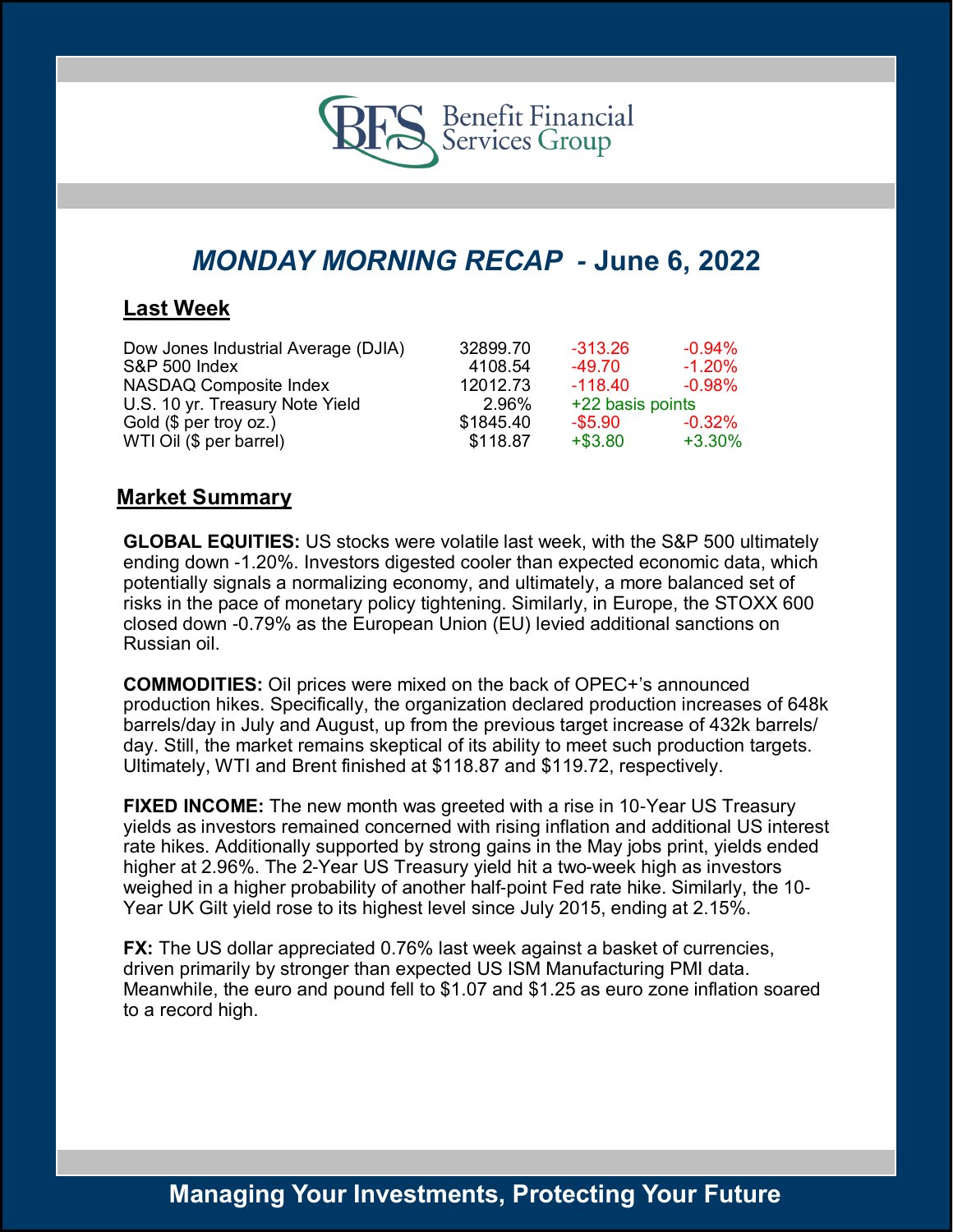Benefit Financial Services Group

# MONDAY MORNING RECAP - June 6, 2022

## Last Week

| | | | |
|---|---|---|---|
| Dow Jones Industrial Average (DJIA) | 32899.70 | -313.26 | -0.94% |
| S&P 500 Index | 4108.54 | -49.70 | -1.20% |
| NASDAQ Composite Index | 12012.73 | -118.40 | -0.98% |
| U.S. 10 yr. Treasury Note Yield | 2.96% | +22 basis points | |
| Gold ($ per troy oz.) | $1845.40 | -$5.90 | -0.32% |
| WTI Oil ($ per barrel) | $118.87 | +$3.80 | +3.30% |

## Market Summary

**GLOBAL EQUITIES:** US stocks were volatile last week, with the S&P 500 ultimately ending down -1.20%. Investors digested cooler than expected economic data, which potentially signals a normalizing economy, and ultimately, a more balanced set of risks in the pace of monetary policy tightening. Similarly, in Europe, the STOXX 600 closed down -0.79% as the European Union (EU) levied additional sanctions on Russian oil.

**COMMODITIES:** Oil prices were mixed on the back of OPEC+'s announced production hikes. Specifically, the organization declared production increases of 648k barrels/day in July and August, up from the previous target increase of 432k barrels/day. Still, the market remains skeptical of its ability to meet such production targets. Ultimately, WTI and Brent finished at $118.87 and $119.72, respectively.

**FIXED INCOME:** The new month was greeted with a rise in 10-Year US Treasury yields as investors remained concerned with rising inflation and additional US interest rate hikes. Additionally supported by strong gains in the May jobs print, yields ended higher at 2.96%. The 2-Year US Treasury yield hit a two-week high as investors weighed in a higher probability of another half-point Fed rate hike. Similarly, the 10-Year UK Gilt yield rose to its highest level since July 2015, ending at 2.15%.

**FX:** The US dollar appreciated 0.76% last week against a basket of currencies, driven primarily by stronger than expected US ISM Manufacturing PMI data. Meanwhile, the euro and pound fell to $1.07 and $1.25 as euro zone inflation soared to a record high.

Managing Your Investments, Protecting Your Future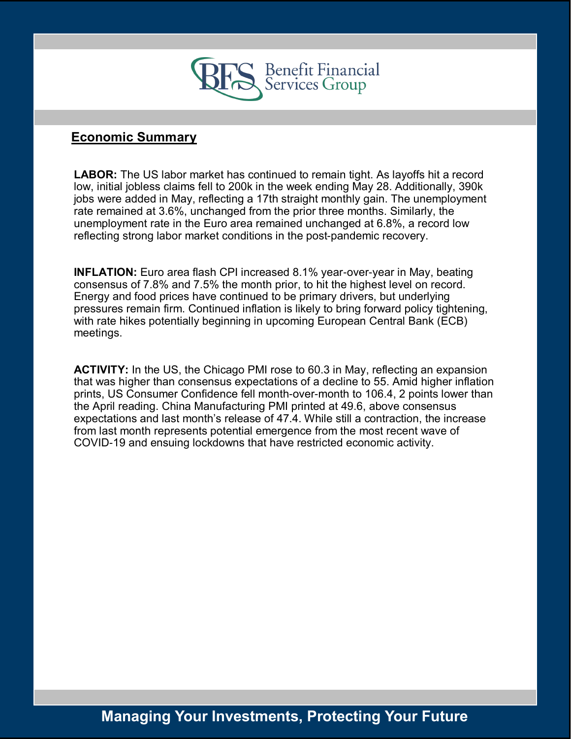Benefit Financial Services Group

## Economic Summary

**LABOR:** The US labor market has continued to remain tight. As layoffs hit a record low, initial jobless claims fell to 200k in the week ending May 28. Additionally, 390k jobs were added in May, reflecting a 17th straight monthly gain. The unemployment rate remained at 3.6%, unchanged from the prior three months. Similarly, the unemployment rate in the Euro area remained unchanged at 6.8%, a record low reflecting strong labor market conditions in the post-pandemic recovery.

**INFLATION:** Euro area flash CPI increased 8.1% year-over-year in May, beating consensus of 7.8% and 7.5% the month prior, to hit the highest level on record. Energy and food prices have continued to be primary drivers, but underlying pressures remain firm. Continued inflation is likely to bring forward policy tightening, with rate hikes potentially beginning in upcoming European Central Bank (ECB) meetings.

**ACTIVITY:** In the US, the Chicago PMI rose to 60.3 in May, reflecting an expansion that was higher than consensus expectations of a decline to 55. Amid higher inflation prints, US Consumer Confidence fell month-over-month to 106.4, 2 points lower than the April reading. China Manufacturing PMI printed at 49.6, above consensus expectations and last month's release of 47.4. While still a contraction, the increase from last month represents potential emergence from the most recent wave of COVID-19 and ensuing lockdowns that have restricted economic activity.

**Managing Your Investments, Protecting Your Future**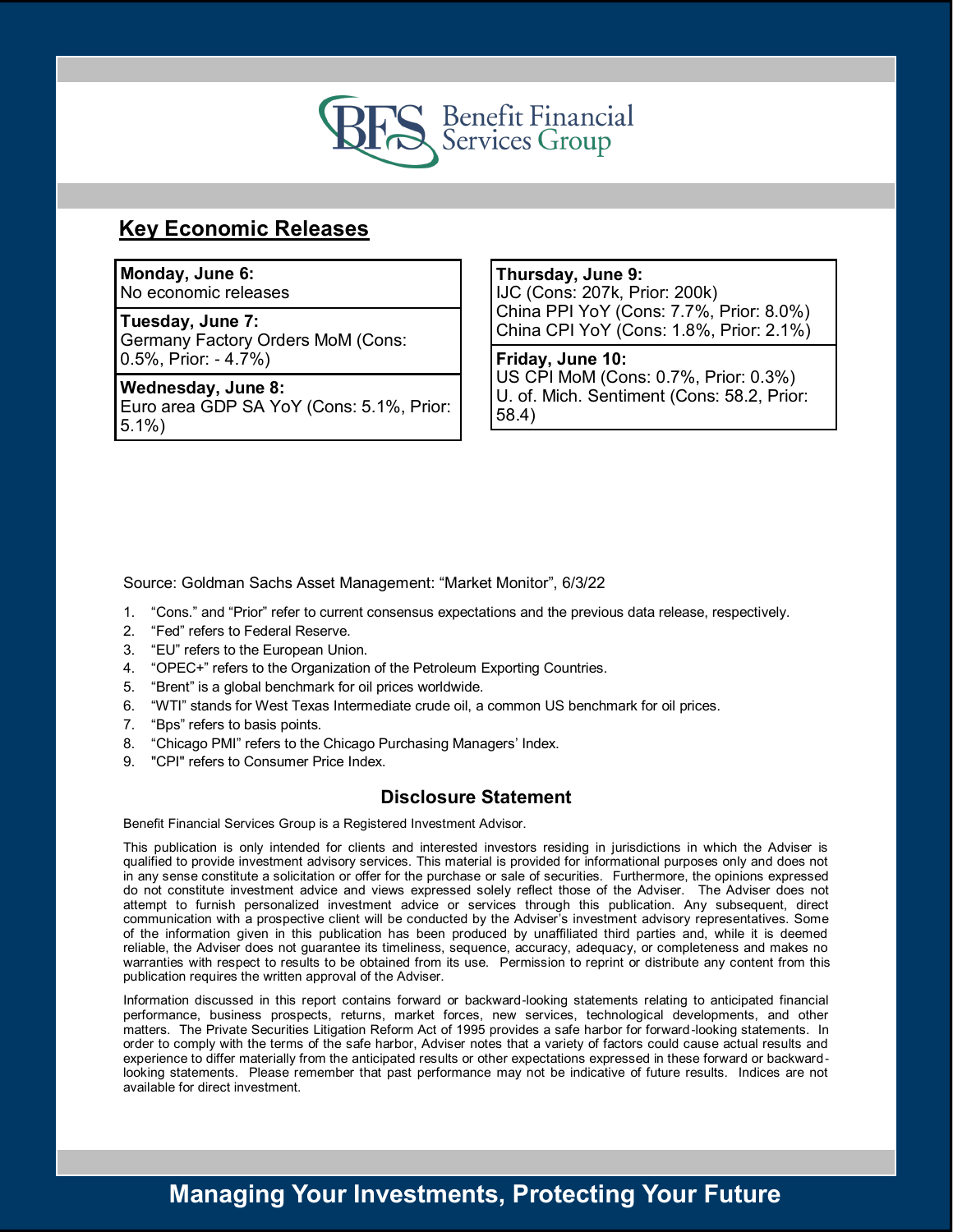Benefit Financial Services Group

## Key Economic Releases

**Monday, June 6:**
No economic releases

**Tuesday, June 7:**
Germany Factory Orders MoM (Cons: 0.5%, Prior: - 4.7%)

**Wednesday, June 8:**
Euro area GDP SA YoY (Cons: 5.1%, Prior: 5.1%)

**Thursday, June 9:**
IJC (Cons: 207k, Prior: 200k)
China PPI YoY (Cons: 7.7%, Prior: 8.0%)
China CPI YoY (Cons: 1.8%, Prior: 2.1%)

**Friday, June 10:**
US CPI MoM (Cons: 0.7%, Prior: 0.3%)
U. of. Mich. Sentiment (Cons: 58.2, Prior: 58.4)

Source: Goldman Sachs Asset Management: "Market Monitor", 6/3/22

1. "Cons." and "Prior" refer to current consensus expectations and the previous data release, respectively.
2. "Fed" refers to Federal Reserve.
3. "EU" refers to the European Union.
4. "OPEC+" refers to the Organization of the Petroleum Exporting Countries.
5. "Brent" is a global benchmark for oil prices worldwide.
6. "WTI" stands for West Texas Intermediate crude oil, a common US benchmark for oil prices.
7. "Bps" refers to basis points.
8. "Chicago PMI" refers to the Chicago Purchasing Managers' Index.
9. "CPI" refers to Consumer Price Index.

### Disclosure Statement

Benefit Financial Services Group is a Registered Investment Advisor.

This publication is only intended for clients and interested investors residing in jurisdictions in which the Adviser is qualified to provide investment advisory services. This material is provided for informational purposes only and does not in any sense constitute a solicitation or offer for the purchase or sale of securities. Furthermore, the opinions expressed do not constitute investment advice and views expressed solely reflect those of the Adviser. The Adviser does not attempt to furnish personalized investment advice or services through this publication. Any subsequent, direct communication with a prospective client will be conducted by the Adviser's investment advisory representatives. Some of the information given in this publication has been produced by unaffiliated third parties and, while it is deemed reliable, the Adviser does not guarantee its timeliness, sequence, accuracy, adequacy, or completeness and makes no warranties with respect to results to be obtained from its use. Permission to reprint or distribute any content from this publication requires the written approval of the Adviser.

Information discussed in this report contains forward or backward-looking statements relating to anticipated financial performance, business prospects, returns, market forces, new services, technological developments, and other matters. The Private Securities Litigation Reform Act of 1995 provides a safe harbor for forward-looking statements. In order to comply with the terms of the safe harbor, Adviser notes that a variety of factors could cause actual results and experience to differ materially from the anticipated results or other expectations expressed in these forward or backward-looking statements. Please remember that past performance may not be indicative of future results. Indices are not available for direct investment.

**Managing Your Investments, Protecting Your Future**